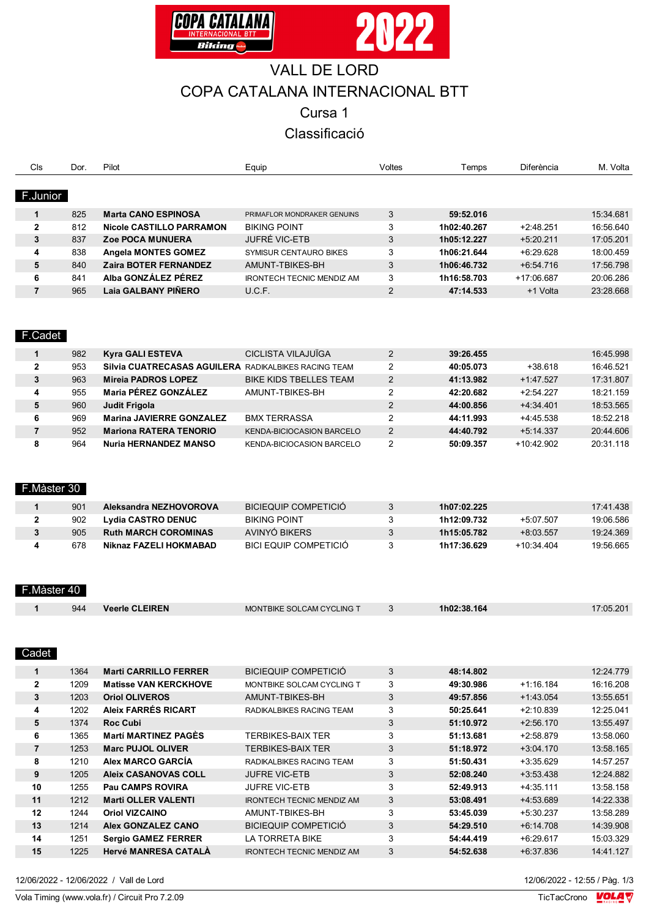# VALL DE LORD

# COPA CATALANA INTERNACIONAL BTT

## Cursa 1

## Classificació

### F.Junior

| Cls | Dor. | Pilot | Equip | Voltes | Temps | Diferència | M. Volta |
|---|---|---|---|---|---|---|---|
| 1 | 825 | **Marta CANO ESPINOSA** | PRIMAFLOR MONDRAKER GENUINS | 3 | **59:52.016** | | 15:34.681 |
| 2 | 812 | **Nicole CASTILLO PARRAMON** | BIKING POINT | 3 | **1h02:40.267** | +2:48.251 | 16:56.640 |
| 3 | 837 | **Zoe POCA MUNUERA** | JUFRÉ VIC-ETB | 3 | **1h05:12.227** | +5:20.211 | 17:05.201 |
| 4 | 838 | **Angela MONTES GOMEZ** | SYMISUR CENTAURO BIKES | 3 | **1h06:21.644** | +6:29.628 | 18:00.459 |
| 5 | 840 | **Zaira BOTER FERNANDEZ** | AMUNT-TBIKES-BH | 3 | **1h06:46.732** | +6:54.716 | 17:56.798 |
| 6 | 841 | **Alba GONZÁLEZ PÉREZ** | IRONTECH TECNIC MENDIZ AM | 3 | **1h16:58.703** | +17:06.687 | 20:06.286 |
| 7 | 965 | **Laia GALBANY PIÑERO** | U.C.F. | 2 | **47:14.533** | +1 Volta | 23:28.668 |

### F.Cadet

| Cls | Dor. | Pilot | Equip | Voltes | Temps | Diferència | M. Volta |
|---|---|---|---|---|---|---|---|
| 1 | 982 | **Kyra GALI ESTEVA** | CICLISTA VILAJUÏGA | 2 | **39:26.455** | | 16:45.998 |
| 2 | 953 | **Silvia CUATRECASAS AGUILERA** | RADIKALBIKES RACING TEAM | 2 | **40:05.073** | +38.618 | 16:46.521 |
| 3 | 963 | **Mireia PADROS LOPEZ** | BIKE KIDS TBELLES TEAM | 2 | **41:13.982** | +1:47.527 | 17:31.807 |
| 4 | 955 | **Maria PÉREZ GONZÁLEZ** | AMUNT-TBIKES-BH | 2 | **42:20.682** | +2:54.227 | 18:21.159 |
| 5 | 960 | **Judit Frigola** | | 2 | **44:00.856** | +4:34.401 | 18:53.565 |
| 6 | 969 | **Marina JAVIERRE GONZALEZ** | BMX TERRASSA | 2 | **44:11.993** | +4:45.538 | 18:52.218 |
| 7 | 952 | **Mariona RATERA TENORIO** | KENDA-BICIOCASION BARCELO | 2 | **44:40.792** | +5:14.337 | 20:44.606 |
| 8 | 964 | **Nuria HERNANDEZ MANSO** | KENDA-BICIOCASION BARCELO | 2 | **50:09.357** | +10:42.902 | 20:31.118 |

### F.Màster 30

| Cls | Dor. | Pilot | Equip | Voltes | Temps | Diferència | M. Volta |
|---|---|---|---|---|---|---|---|
| 1 | 901 | **Aleksandra NEZHOVOROVA** | BICIEQUIP COMPETICIÓ | 3 | **1h07:02.225** | | 17:41.438 |
| 2 | 902 | **Lydia CASTRO DENUC** | BIKING POINT | 3 | **1h12:09.732** | +5:07.507 | 19:06.586 |
| 3 | 905 | **Ruth MARCH COROMINAS** | AVINYÓ BIKERS | 3 | **1h15:05.782** | +8:03.557 | 19:24.369 |
| 4 | 678 | **Niknaz FAZELI HOKMABAD** | BICI EQUIP COMPETICIÓ | 3 | **1h17:36.629** | +10:34.404 | 19:56.665 |

### F.Màster 40

| Cls | Dor. | Pilot | Equip | Voltes | Temps | Diferència | M. Volta |
|---|---|---|---|---|---|---|---|
| 1 | 944 | **Veerle CLEIREN** | MONTBIKE SOLCAM CYCLING T | 3 | **1h02:38.164** | | 17:05.201 |

### Cadet

| Cls | Dor. | Pilot | Equip | Voltes | Temps | Diferència | M. Volta |
|---|---|---|---|---|---|---|---|
| 1 | 1364 | **Marti CARRILLO FERRER** | BICIEQUIP COMPETICIÓ | 3 | **48:14.802** | | 12:24.779 |
| 2 | 1209 | **Matisse VAN KERCKHOVE** | MONTBIKE SOLCAM CYCLING T | 3 | **49:30.986** | +1:16.184 | 16:16.208 |
| 3 | 1203 | **Oriol OLIVEROS** | AMUNT-TBIKES-BH | 3 | **49:57.856** | +1:43.054 | 13:55.651 |
| 4 | 1202 | **Aleix FARRÉS RICART** | RADIKALBIKES RACING TEAM | 3 | **50:25.641** | +2:10.839 | 12:25.041 |
| 5 | 1374 | **Roc Cubi** | | 3 | **51:10.972** | +2:56.170 | 13:55.497 |
| 6 | 1365 | **Martí MARTINEZ PAGÈS** | TERBIKES-BAIX TER | 3 | **51:13.681** | +2:58.879 | 13:58.060 |
| 7 | 1253 | **Marc PUJOL OLIVER** | TERBIKES-BAIX TER | 3 | **51:18.972** | +3:04.170 | 13:58.165 |
| 8 | 1210 | **Alex MARCO GARCÍA** | RADIKALBIKES RACING TEAM | 3 | **51:50.431** | +3:35.629 | 14:57.257 |
| 9 | 1205 | **Aleix CASANOVAS COLL** | JUFRE VIC-ETB | 3 | **52:08.240** | +3:53.438 | 12:24.882 |
| 10 | 1255 | **Pau CAMPS ROVIRA** | JUFRE VIC-ETB | 3 | **52:49.913** | +4:35.111 | 13:58.158 |
| 11 | 1212 | **Marti OLLER VALENTI** | IRONTECH TECNIC MENDIZ AM | 3 | **53:08.491** | +4:53.689 | 14:22.338 |
| 12 | 1244 | **Oriol VIZCAINO** | AMUNT-TBIKES-BH | 3 | **53:45.039** | +5:30.237 | 13:58.289 |
| 13 | 1214 | **Alex GONZALEZ CANO** | BICIEQUIP COMPETICIÓ | 3 | **54:29.510** | +6:14.708 | 14:39.908 |
| 14 | 1251 | **Sergio GAMEZ FERRER** | LA TORRETA BIKE | 3 | **54:44.419** | +6:29.617 | 15:03.329 |
| 15 | 1225 | **Hervé MANRESA CATALÀ** | IRONTECH TECNIC MENDIZ AM | 3 | **54:52.638** | +6:37.836 | 14:41.127 |

12/06/2022 - 12/06/2022 / Vall de Lord

12/06/2022 - 12:55

Vola Timing (www.vola.fr) / Circuit Pro 7.2.09

TicTacCrono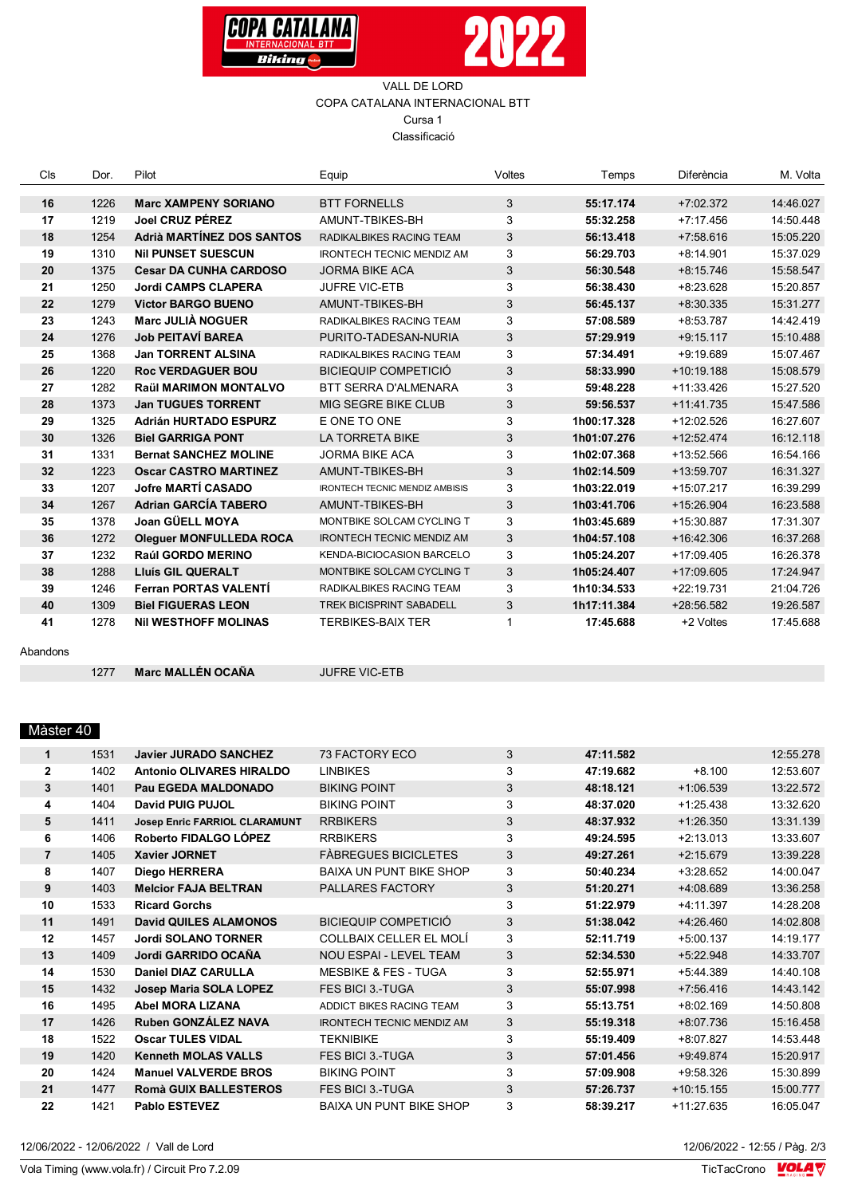VALL DE LORD
COPA CATALANA INTERNACIONAL BTT
Cursa 1
Classificació

| Cls | Dor. | Pilot | Equip | Voltes | Temps | Diferència | M. Volta |
|---|---|---|---|---|---|---|---|
| **16** | 1226 | **Marc XAMPENY SORIANO** | BTT FORNELLS | 3 | **55:17.174** | +7:02.372 | 14:46.027 |
| **17** | 1219 | **Joel CRUZ PÉREZ** | AMUNT-TBIKES-BH | 3 | **55:32.258** | +7:17.456 | 14:50.448 |
| **18** | 1254 | **Adrià MARTÍNEZ DOS SANTOS** | RADIKALBIKES RACING TEAM | 3 | **56:13.418** | +7:58.616 | 15:05.220 |
| **19** | 1310 | **Nil PUNSET SUESCUN** | IRONTECH TECNIC MENDIZ AM | 3 | **56:29.703** | +8:14.901 | 15:37.029 |
| **20** | 1375 | **Cesar DA CUNHA CARDOSO** | JORMA BIKE ACA | 3 | **56:30.548** | +8:15.746 | 15:58.547 |
| **21** | 1250 | **Jordi CAMPS CLAPERA** | JUFRE VIC-ETB | 3 | **56:38.430** | +8:23.628 | 15:20.857 |
| **22** | 1279 | **Victor BARGO BUENO** | AMUNT-TBIKES-BH | 3 | **56:45.137** | +8:30.335 | 15:31.277 |
| **23** | 1243 | **Marc JULIÀ NOGUER** | RADIKALBIKES RACING TEAM | 3 | **57:08.589** | +8:53.787 | 14:42.419 |
| **24** | 1276 | **Job PEITAVÍ BAREA** | PURITO-TADESAN-NURIA | 3 | **57:29.919** | +9:15.117 | 15:10.488 |
| **25** | 1368 | **Jan TORRENT ALSINA** | RADIKALBIKES RACING TEAM | 3 | **57:34.491** | +9:19.689 | 15:07.467 |
| **26** | 1220 | **Roc VERDAGUER BOU** | BICIEQUIP COMPETICIÓ | 3 | **58:33.990** | +10:19.188 | 15:08.579 |
| **27** | 1282 | **Raül MARIMON MONTALVO** | BTT SERRA D'ALMENARA | 3 | **59:48.228** | +11:33.426 | 15:27.520 |
| **28** | 1373 | **Jan TUGUES TORRENT** | MIG SEGRE BIKE CLUB | 3 | **59:56.537** | +11:41.735 | 15:47.586 |
| **29** | 1325 | **Adrián HURTADO ESPURZ** | E ONE TO ONE | 3 | **1h00:17.328** | +12:02.526 | 16:27.607 |
| **30** | 1326 | **Biel GARRIGA PONT** | LA TORRETA BIKE | 3 | **1h01:07.276** | +12:52.474 | 16:12.118 |
| **31** | 1331 | **Bernat SANCHEZ MOLINE** | JORMA BIKE ACA | 3 | **1h02:07.368** | +13:52.566 | 16:54.166 |
| **32** | 1223 | **Oscar CASTRO MARTINEZ** | AMUNT-TBIKES-BH | 3 | **1h02:14.509** | +13:59.707 | 16:31.327 |
| **33** | 1207 | **Jofre MARTÍ CASADO** | IRONTECH TECNIC MENDIZ AMBISIS | 3 | **1h03:22.019** | +15:07.217 | 16:39.299 |
| **34** | 1267 | **Adrian GARCÍA TABERO** | AMUNT-TBIKES-BH | 3 | **1h03:41.706** | +15:26.904 | 16:23.588 |
| **35** | 1378 | **Joan GÜELL MOYA** | MONTBIKE SOLCAM CYCLING T | 3 | **1h03:45.689** | +15:30.887 | 17:31.307 |
| **36** | 1272 | **Oleguer MONFULLEDA ROCA** | IRONTECH TECNIC MENDIZ AM | 3 | **1h04:57.108** | +16:42.306 | 16:37.268 |
| **37** | 1232 | **Raúl GORDO MERINO** | KENDA-BICIOCASION BARCELO | 3 | **1h05:24.207** | +17:09.405 | 16:26.378 |
| **38** | 1288 | **Lluís GIL QUERALT** | MONTBIKE SOLCAM CYCLING T | 3 | **1h05:24.407** | +17:09.605 | 17:24.947 |
| **39** | 1246 | **Ferran PORTAS VALENTÍ** | RADIKALBIKES RACING TEAM | 3 | **1h10:34.533** | +22:19.731 | 21:04.726 |
| **40** | 1309 | **Biel FIGUERAS LEON** | TREK BICISPRINT SABADELL | 3 | **1h17:11.384** | +28:56.582 | 19:26.587 |
| **41** | 1278 | **Nil WESTHOFF MOLINAS** | TERBIKES-BAIX TER | 1 | **17:45.688** | +2 Voltes | 17:45.688 |

Abandons

| Cls | Dor. | Pilot | Equip | Voltes | Temps | Diferència | M. Volta |
|---|---|---|---|---|---|---|---|
| | 1277 | **Marc MALLÉN OCAÑA** | JUFRE VIC-ETB | | | | |

## Màster 40

| Cls | Dor. | Pilot | Equip | Voltes | Temps | Diferència | M. Volta |
|---|---|---|---|---|---|---|---|
| **1** | 1531 | **Javier JURADO SANCHEZ** | 73 FACTORY ECO | 3 | **47:11.582** | | 12:55.278 |
| **2** | 1402 | **Antonio OLIVARES HIRALDO** | LINBIKES | 3 | **47:19.682** | +8.100 | 12:53.607 |
| **3** | 1401 | **Pau EGEDA MALDONADO** | BIKING POINT | 3 | **48:18.121** | +1:06.539 | 13:22.572 |
| **4** | 1404 | **David PUIG PUJOL** | BIKING POINT | 3 | **48:37.020** | +1:25.438 | 13:32.620 |
| **5** | 1411 | **Josep Enric FARRIOL CLARAMUNT** | RRBIKERS | 3 | **48:37.932** | +1:26.350 | 13:31.139 |
| **6** | 1406 | **Roberto FIDALGO LÓPEZ** | RRBIKERS | 3 | **49:24.595** | +2:13.013 | 13:33.607 |
| **7** | 1405 | **Xavier JORNET** | FÀBREGUES BICICLETES | 3 | **49:27.261** | +2:15.679 | 13:39.228 |
| **8** | 1407 | **Diego HERRERA** | BAIXA UN PUNT BIKE SHOP | 3 | **50:40.234** | +3:28.652 | 14:00.047 |
| **9** | 1403 | **Melcior FAJA BELTRAN** | PALLARES FACTORY | 3 | **51:20.271** | +4:08.689 | 13:36.258 |
| **10** | 1533 | **Ricard Gorchs** | | 3 | **51:22.979** | +4:11.397 | 14:28.208 |
| **11** | 1491 | **David QUILES ALAMONOS** | BICIEQUIP COMPETICIÓ | 3 | **51:38.042** | +4:26.460 | 14:02.808 |
| **12** | 1457 | **Jordi SOLANO TORNER** | COLLBAIX CELLER EL MOLÍ | 3 | **52:11.719** | +5:00.137 | 14:19.177 |
| **13** | 1409 | **Jordi GARRIDO OCAÑA** | NOU ESPAI - LEVEL TEAM | 3 | **52:34.530** | +5:22.948 | 14:33.707 |
| **14** | 1530 | **Daniel DIAZ CARULLA** | MESBIKE & FES - TUGA | 3 | **52:55.971** | +5:44.389 | 14:40.108 |
| **15** | 1432 | **Josep Maria SOLA LOPEZ** | FES BICI 3.-TUGA | 3 | **55:07.998** | +7:56.416 | 14:43.142 |
| **16** | 1495 | **Abel MORA LIZANA** | ADDICT BIKES RACING TEAM | 3 | **55:13.751** | +8:02.169 | 14:50.808 |
| **17** | 1426 | **Ruben GONZÁLEZ NAVA** | IRONTECH TECNIC MENDIZ AM | 3 | **55:19.318** | +8:07.736 | 15:16.458 |
| **18** | 1522 | **Oscar TULES VIDAL** | TEKNIBIKE | 3 | **55:19.409** | +8:07.827 | 14:53.448 |
| **19** | 1420 | **Kenneth MOLAS VALLS** | FES BICI 3.-TUGA | 3 | **57:01.456** | +9:49.874 | 15:20.917 |
| **20** | 1424 | **Manuel VALVERDE BROS** | BIKING POINT | 3 | **57:09.908** | +9:58.326 | 15:30.899 |
| **21** | 1477 | **Romà GUIX BALLESTEROS** | FES BICI 3.-TUGA | 3 | **57:26.737** | +10:15.155 | 15:00.777 |
| **22** | 1421 | **Pablo ESTEVEZ** | BAIXA UN PUNT BIKE SHOP | 3 | **58:39.217** | +11:27.635 | 16:05.047 |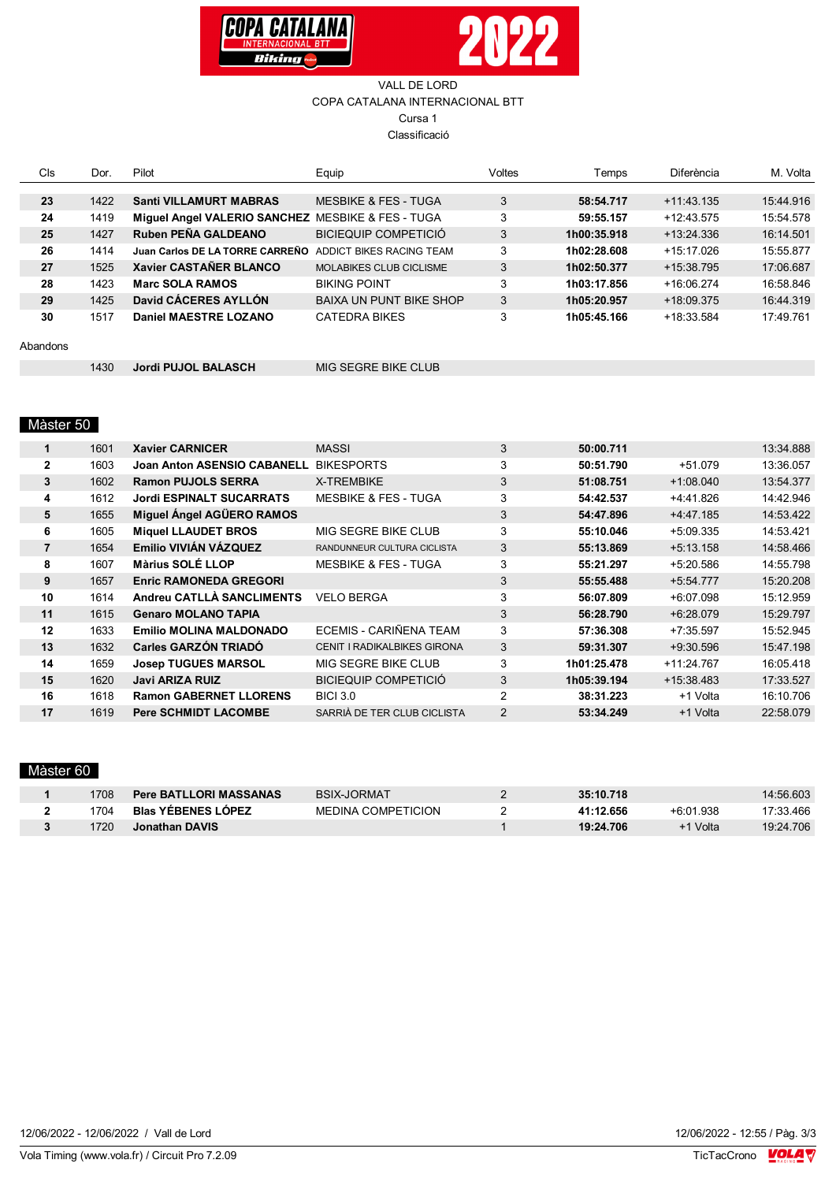VALL DE LORD

COPA CATALANA INTERNACIONAL BTT

Cursa 1

Classificació

| Cls | Dor. | Pilot | Equip | Voltes | Temps | Diferència | M. Volta |
|---|---|---|---|---|---|---|---|
| **23** | 1422 | **Santi VILLAMURT MABRAS** | MESBIKE & FES - TUGA | 3 | **58:54.717** | +11:43.135 | 15:44.916 |
| **24** | 1419 | **Miguel Angel VALERIO SANCHEZ** | MESBIKE & FES - TUGA | 3 | **59:55.157** | +12:43.575 | 15:54.578 |
| **25** | 1427 | **Ruben PEÑA GALDEANO** | BICIEQUIP COMPETICIÓ | 3 | **1h00:35.918** | +13:24.336 | 16:14.501 |
| **26** | 1414 | **Juan Carlos DE LA TORRE CARREÑO** | ADDICT BIKES RACING TEAM | 3 | **1h02:28.608** | +15:17.026 | 15:55.877 |
| **27** | 1525 | **Xavier CASTAÑER BLANCO** | MOLABIKES CLUB CICLISME | 3 | **1h02:50.377** | +15:38.795 | 17:06.687 |
| **28** | 1423 | **Marc SOLA RAMOS** | BIKING POINT | 3 | **1h03:17.856** | +16:06.274 | 16:58.846 |
| **29** | 1425 | **David CÁCERES AYLLÓN** | BAIXA UN PUNT BIKE SHOP | 3 | **1h05:20.957** | +18:09.375 | 16:44.319 |
| **30** | 1517 | **Daniel MAESTRE LOZANO** | CATEDRA BIKES | 3 | **1h05:45.166** | +18:33.584 | 17:49.761 |

Abandons

| Cls | Dor. | Pilot | Equip | Voltes | Temps | Diferència | M. Volta |
|---|---|---|---|---|---|---|---|
| | 1430 | **Jordi PUJOL BALASCH** | MIG SEGRE BIKE CLUB | | | | |

## Màster 50

| Cls | Dor. | Pilot | Equip | Voltes | Temps | Diferència | M. Volta |
|---|---|---|---|---|---|---|---|
| **1** | 1601 | **Xavier CARNICER** | MASSI | 3 | **50:00.711** | | 13:34.888 |
| **2** | 1603 | **Joan Anton ASENSIO CABANELL** | BIKESPORTS | 3 | **50:51.790** | +51.079 | 13:36.057 |
| **3** | 1602 | **Ramon PUJOLS SERRA** | X-TREMBIKE | 3 | **51:08.751** | +1:08.040 | 13:54.377 |
| **4** | 1612 | **Jordi ESPINALT SUCARRATS** | MESBIKE & FES - TUGA | 3 | **54:42.537** | +4:41.826 | 14:42.946 |
| **5** | 1655 | **Miguel Ángel AGÜERO RAMOS** | | 3 | **54:47.896** | +4:47.185 | 14:53.422 |
| **6** | 1605 | **Miquel LLAUDET BROS** | MIG SEGRE BIKE CLUB | 3 | **55:10.046** | +5:09.335 | 14:53.421 |
| **7** | 1654 | **Emilio VIVIÁN VÁZQUEZ** | RANDUNNEUR CULTURA CICLISTA | 3 | **55:13.869** | +5:13.158 | 14:58.466 |
| **8** | 1607 | **Màrius SOLÉ LLOP** | MESBIKE & FES - TUGA | 3 | **55:21.297** | +5:20.586 | 14:55.798 |
| **9** | 1657 | **Enric RAMONEDA GREGORI** | | 3 | **55:55.488** | +5:54.777 | 15:20.208 |
| **10** | 1614 | **Andreu CATLLÀ SANCLIMENTS** | VELO BERGA | 3 | **56:07.809** | +6:07.098 | 15:12.959 |
| **11** | 1615 | **Genaro MOLANO TAPIA** | | 3 | **56:28.790** | +6:28.079 | 15:29.797 |
| **12** | 1633 | **Emilio MOLINA MALDONADO** | ECEMIS - CARIÑENA TEAM | 3 | **57:36.308** | +7:35.597 | 15:52.945 |
| **13** | 1632 | **Carles GARZÓN TRIADÓ** | CENIT I RADIKALBIKES GIRONA | 3 | **59:31.307** | +9:30.596 | 15:47.198 |
| **14** | 1659 | **Josep TUGUES MARSOL** | MIG SEGRE BIKE CLUB | 3 | **1h01:25.478** | +11:24.767 | 16:05.418 |
| **15** | 1620 | **Javi ARIZA RUIZ** | BICIEQUIP COMPETICIÓ | 3 | **1h05:39.194** | +15:38.483 | 17:33.527 |
| **16** | 1618 | **Ramon GABERNET LLORENS** | BICI 3.0 | 2 | **38:31.223** | +1 Volta | 16:10.706 |
| **17** | 1619 | **Pere SCHMIDT LACOMBE** | SARRIÀ DE TER CLUB CICLISTA | 2 | **53:34.249** | +1 Volta | 22:58.079 |

## Màster 60

| Cls | Dor. | Pilot | Equip | Voltes | Temps | Diferència | M. Volta |
|---|---|---|---|---|---|---|---|
| **1** | 1708 | **Pere BATLLORI MASSANAS** | BSIX-JORMAT | 2 | **35:10.718** | | 14:56.603 |
| **2** | 1704 | **Blas YÉBENES LÓPEZ** | MEDINA COMPETICION | 2 | **41:12.656** | +6:01.938 | 17:33.466 |
| **3** | 1720 | **Jonathan DAVIS** | | 1 | **19:24.706** | +1 Volta | 19:24.706 |